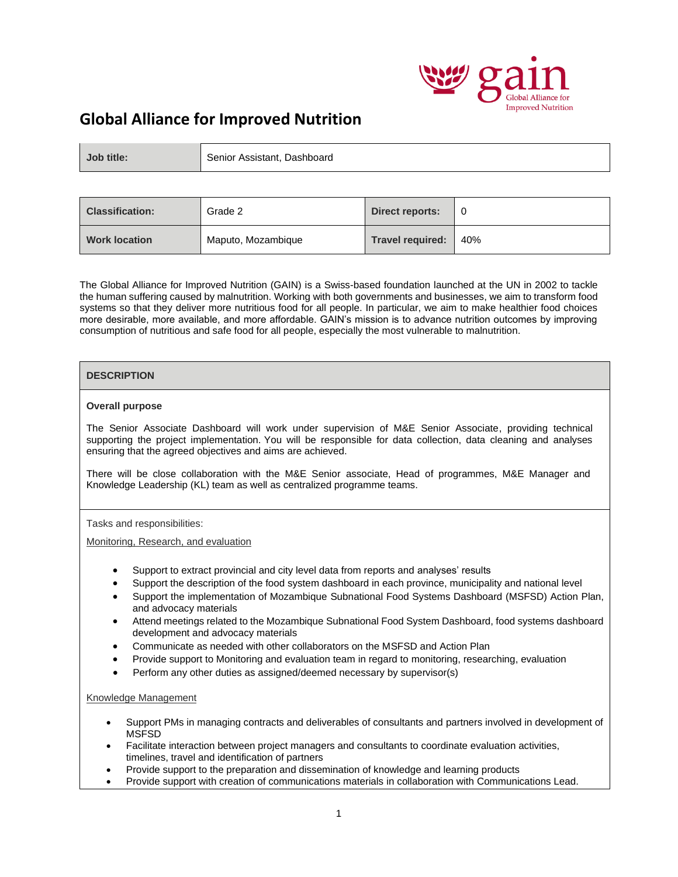gain
Global Alliance for Improved Nutrition

# Global Alliance for Improved Nutrition

| **Job title:** | Senior Assistant, Dashboard |
|---|---|

| **Classification:** | Grade 2 | **Direct reports:** | 0 |
|---|---|---|---|
| **Work location** | Maputo, Mozambique | **Travel required:** | 40% |

The Global Alliance for Improved Nutrition (GAIN) is a Swiss-based foundation launched at the UN in 2002 to tackle the human suffering caused by malnutrition. Working with both governments and businesses, we aim to transform food systems so that they deliver more nutritious food for all people. In particular, we aim to make healthier food choices more desirable, more available, and more affordable. GAIN's mission is to advance nutrition outcomes by improving consumption of nutritious and safe food for all people, especially the most vulnerable to malnutrition.

## DESCRIPTION

**Overall purpose**

The Senior Associate Dashboard will work under supervision of M&E Senior Associate, providing technical supporting the project implementation. You will be responsible for data collection, data cleaning and analyses ensuring that the agreed objectives and aims are achieved.

There will be close collaboration with the M&E Senior associate, Head of programmes, M&E Manager and Knowledge Leadership (KL) team as well as centralized programme teams.

Tasks and responsibilities:

Monitoring, Research, and evaluation

- Support to extract provincial and city level data from reports and analyses' results
- Support the description of the food system dashboard in each province, municipality and national level
- Support the implementation of Mozambique Subnational Food Systems Dashboard (MSFSD) Action Plan, and advocacy materials
- Attend meetings related to the Mozambique Subnational Food System Dashboard, food systems dashboard development and advocacy materials
- Communicate as needed with other collaborators on the MSFSD and Action Plan
- Provide support to Monitoring and evaluation team in regard to monitoring, researching, evaluation
- Perform any other duties as assigned/deemed necessary by supervisor(s)

Knowledge Management

- Support PMs in managing contracts and deliverables of consultants and partners involved in development of MSFSD
- Facilitate interaction between project managers and consultants to coordinate evaluation activities, timelines, travel and identification of partners
- Provide support to the preparation and dissemination of knowledge and learning products
- Provide support with creation of communications materials in collaboration with Communications Lead.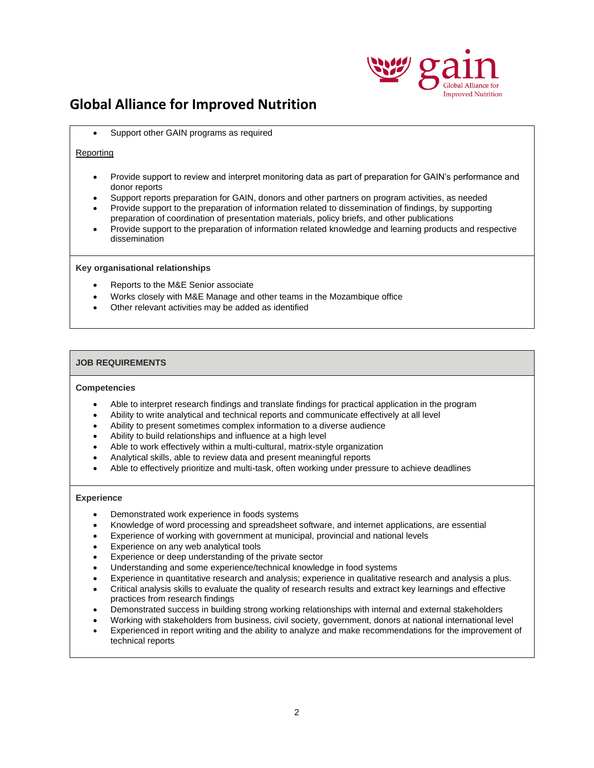- Support other GAIN programs as required

Reporting

- Provide support to review and interpret monitoring data as part of preparation for GAIN's performance and donor reports
- Support reports preparation for GAIN, donors and other partners on program activities, as needed
- Provide support to the preparation of information related to dissemination of findings, by supporting preparation of coordination of presentation materials, policy briefs, and other publications
- Provide support to the preparation of information related knowledge and learning products and respective dissemination

**Key organisational relationships**

- Reports to the M&E Senior associate
- Works closely with M&E Manage and other teams in the Mozambique office
- Other relevant activities may be added as identified

## JOB REQUIREMENTS

**Competencies**

- Able to interpret research findings and translate findings for practical application in the program
- Ability to write analytical and technical reports and communicate effectively at all level
- Ability to present sometimes complex information to a diverse audience
- Ability to build relationships and influence at a high level
- Able to work effectively within a multi-cultural, matrix-style organization
- Analytical skills, able to review data and present meaningful reports
- Able to effectively prioritize and multi-task, often working under pressure to achieve deadlines

**Experience**

- Demonstrated work experience in foods systems
- Knowledge of word processing and spreadsheet software, and internet applications, are essential
- Experience of working with government at municipal, provincial and national levels
- Experience on any web analytical tools
- Experience or deep understanding of the private sector
- Understanding and some experience/technical knowledge in food systems
- Experience in quantitative research and analysis; experience in qualitative research and analysis a plus.
- Critical analysis skills to evaluate the quality of research results and extract key learnings and effective practices from research findings
- Demonstrated success in building strong working relationships with internal and external stakeholders
- Working with stakeholders from business, civil society, government, donors at national international level
- Experienced in report writing and the ability to analyze and make recommendations for the improvement of technical reports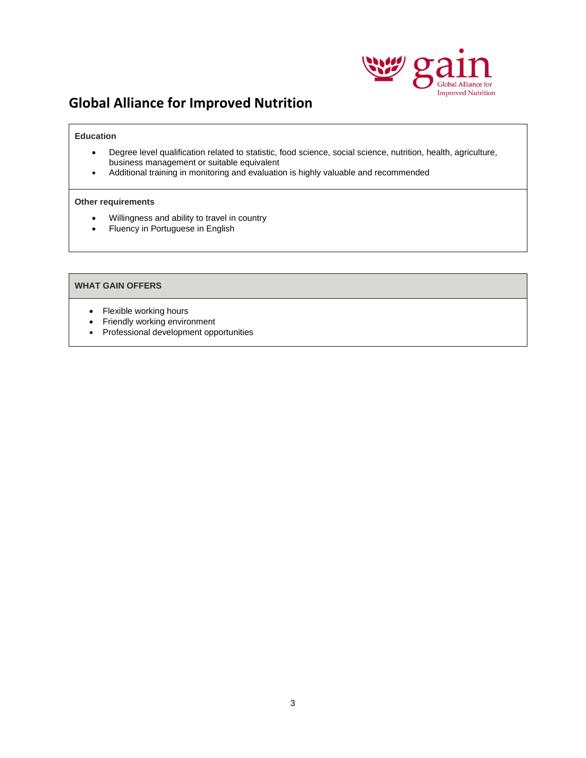gain Global Alliance for Improved Nutrition

## Global Alliance for Improved Nutrition

**Education**

- Degree level qualification related to statistic, food science, social science, nutrition, health, agriculture, business management or suitable equivalent
- Additional training in monitoring and evaluation is highly valuable and recommended

**Other requirements**

- Willingness and ability to travel in country
- Fluency in Portuguese in English

**WHAT GAIN OFFERS**

- Flexible working hours
- Friendly working environment
- Professional development opportunities